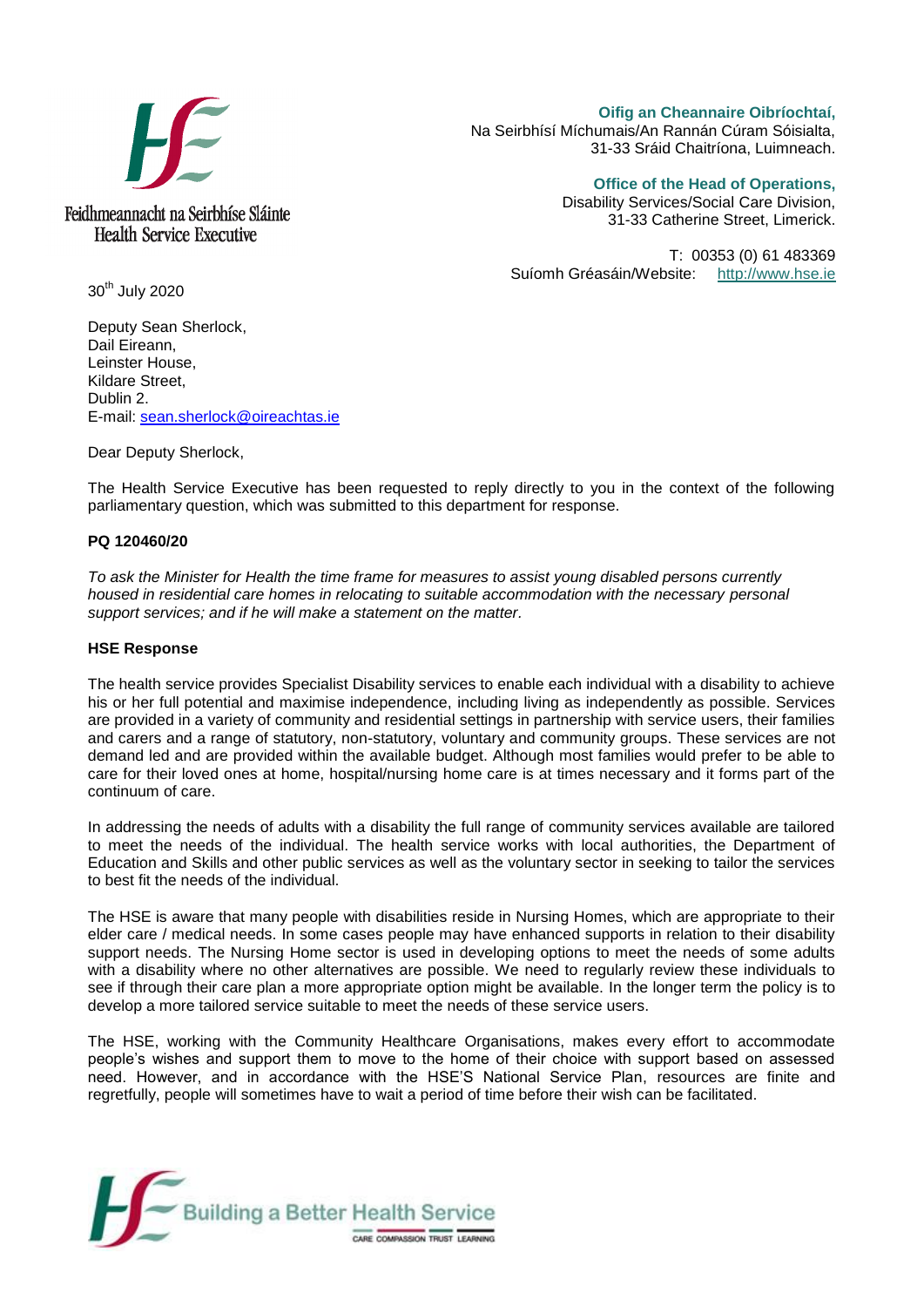Feidhmeannacht na Seirbhíse Sláinte
Health Service Executive

**Oifig an Cheannaire Oibríochtaí,**
Na Seirbhísí Míchumais/An Rannán Cúram Sóisialta,
31-33 Sráid Chaitríona, Luimneach.

**Office of the Head of Operations,**
Disability Services/Social Care Division,
31-33 Catherine Street, Limerick.

T: 00353 (0) 61 483369
Suíomh Gréasáin/Website: http://www.hse.ie

30th July 2020

Deputy Sean Sherlock,
Dail Eireann,
Leinster House,
Kildare Street,
Dublin 2.
E-mail: sean.sherlock@oireachtas.ie

Dear Deputy Sherlock,

The Health Service Executive has been requested to reply directly to you in the context of the following parliamentary question, which was submitted to this department for response.

**PQ 120460/20**

*To ask the Minister for Health the time frame for measures to assist young disabled persons currently housed in residential care homes in relocating to suitable accommodation with the necessary personal support services; and if he will make a statement on the matter.*

**HSE Response**

The health service provides Specialist Disability services to enable each individual with a disability to achieve his or her full potential and maximise independence, including living as independently as possible. Services are provided in a variety of community and residential settings in partnership with service users, their families and carers and a range of statutory, non-statutory, voluntary and community groups. These services are not demand led and are provided within the available budget. Although most families would prefer to be able to care for their loved ones at home, hospital/nursing home care is at times necessary and it forms part of the continuum of care.

In addressing the needs of adults with a disability the full range of community services available are tailored to meet the needs of the individual. The health service works with local authorities, the Department of Education and Skills and other public services as well as the voluntary sector in seeking to tailor the services to best fit the needs of the individual.

The HSE is aware that many people with disabilities reside in Nursing Homes, which are appropriate to their elder care / medical needs. In some cases people may have enhanced supports in relation to their disability support needs. The Nursing Home sector is used in developing options to meet the needs of some adults with a disability where no other alternatives are possible. We need to regularly review these individuals to see if through their care plan a more appropriate option might be available. In the longer term the policy is to develop a more tailored service suitable to meet the needs of these service users.

The HSE, working with the Community Healthcare Organisations, makes every effort to accommodate people's wishes and support them to move to the home of their choice with support based on assessed need. However, and in accordance with the HSE'S National Service Plan, resources are finite and regretfully, people will sometimes have to wait a period of time before their wish can be facilitated.

Building a Better Health Service
CARE COMPASSION TRUST LEARNING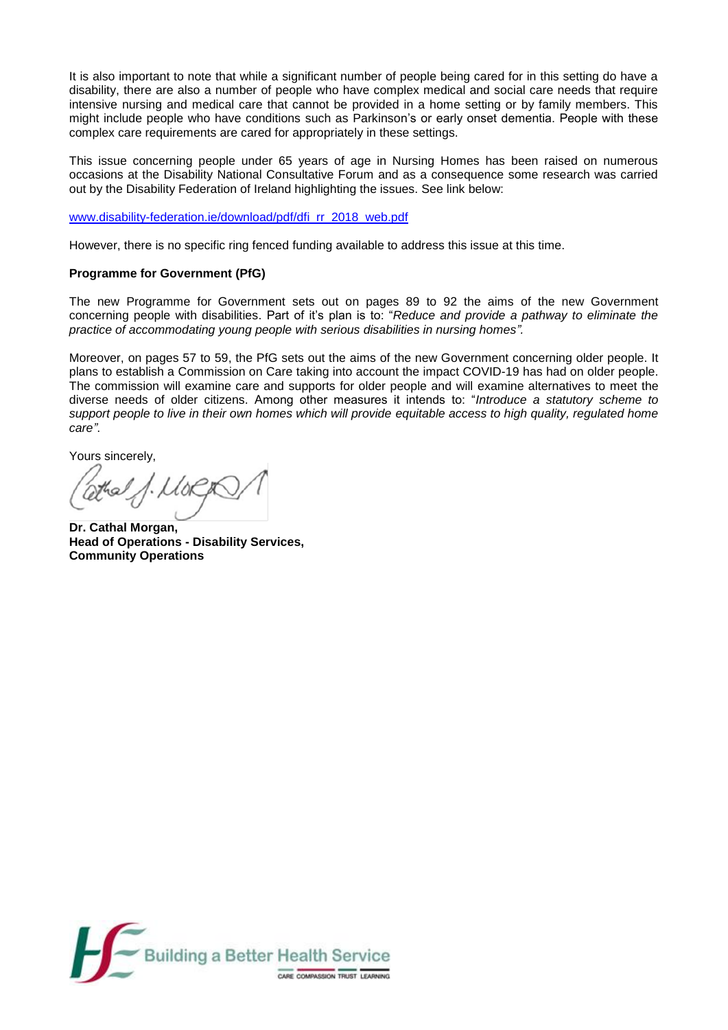It is also important to note that while a significant number of people being cared for in this setting do have a disability, there are also a number of people who have complex medical and social care needs that require intensive nursing and medical care that cannot be provided in a home setting or by family members. This might include people who have conditions such as Parkinson's or early onset dementia. People with these complex care requirements are cared for appropriately in these settings.

This issue concerning people under 65 years of age in Nursing Homes has been raised on numerous occasions at the Disability National Consultative Forum and as a consequence some research was carried out by the Disability Federation of Ireland highlighting the issues. See link below:

www.disability-federation.ie/download/pdf/dfi_rr_2018_web.pdf

However, there is no specific ring fenced funding available to address this issue at this time.

**Programme for Government (PfG)**

The new Programme for Government sets out on pages 89 to 92 the aims of the new Government concerning people with disabilities. Part of it's plan is to: "*Reduce and provide a pathway to eliminate the practice of accommodating young people with serious disabilities in nursing homes".*

Moreover, on pages 57 to 59, the PfG sets out the aims of the new Government concerning older people. It plans to establish a Commission on Care taking into account the impact COVID-19 has had on older people. The commission will examine care and supports for older people and will examine alternatives to meet the diverse needs of older citizens. Among other measures it intends to: "*Introduce a statutory scheme to support people to live in their own homes which will provide equitable access to high quality, regulated home care".*

Yours sincerely,

**Dr. Cathal Morgan,**
**Head of Operations - Disability Services,**
**Community Operations**

Building a Better Health Service

CARE COMPASSION TRUST LEARNING